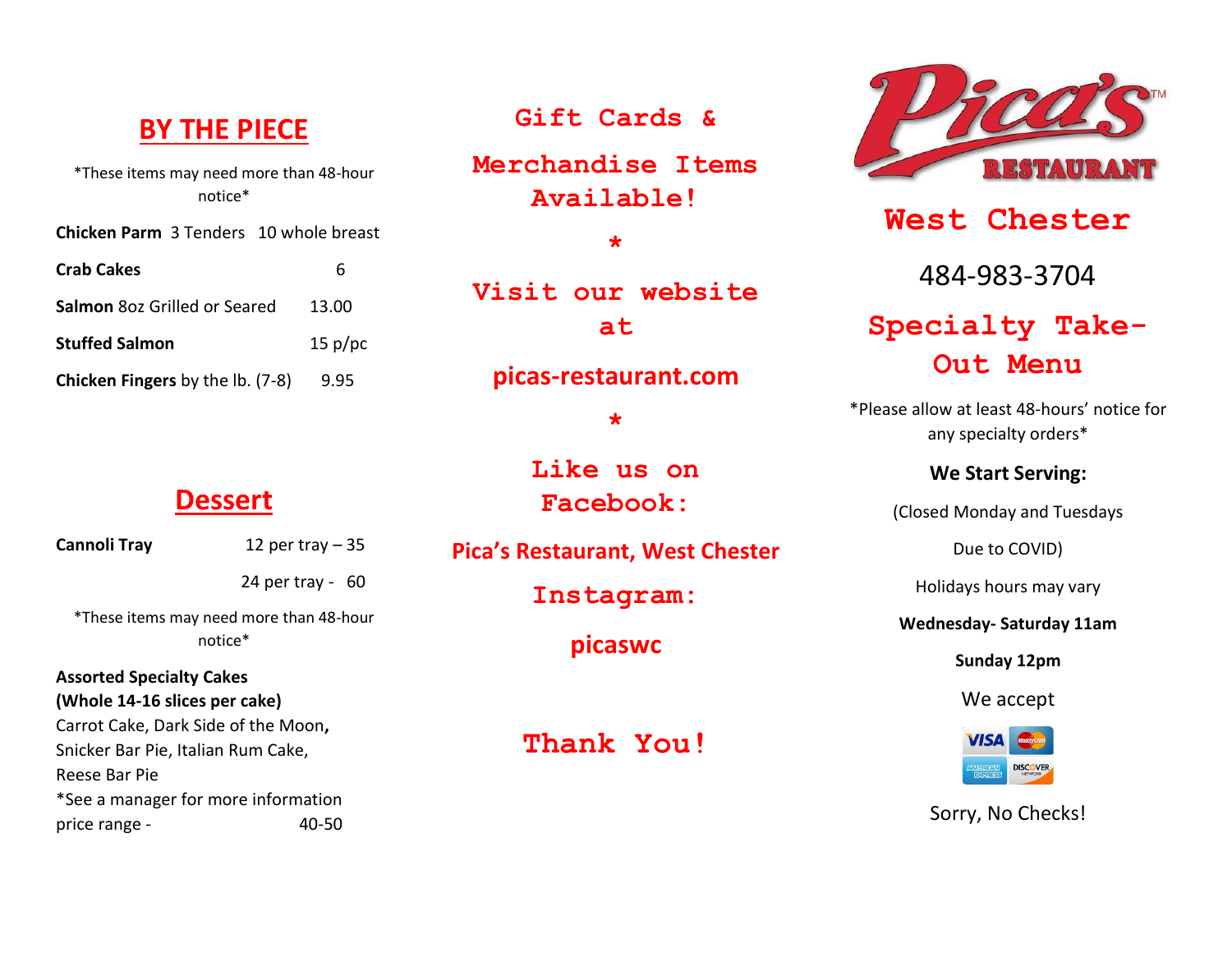## BY THE PIECE

*These items may need more than 48-hour notice*

**Chicken Parm** 3 Tenders 10 whole breast

**Crab Cakes** 6

**Salmon** 8oz Grilled or Seared 13.00

**Stuffed Salmon** 15 p/pc

**Chicken Fingers** by the lb. (7-8) 9.95

## Dessert

**Cannoli Tray** 12 per tray – 35

24 per tray - 60

*These items may need more than 48-hour notice*

**Assorted Specialty Cakes**
**(Whole 14-16 slices per cake)**
Carrot Cake, Dark Side of the Moon**,** Snicker Bar Pie, Italian Rum Cake, Reese Bar Pie
*See a manager for more information
price range - 40-50

## Gift Cards & Merchandise Items Available!

*

## Visit our website at

**picas-restaurant.com**

*

## Like us on Facebook:

**Pica's Restaurant, West Chester**

## Instagram:

**picaswc**

## Thank You!

Pica's™ RESTAURANT

## West Chester

484-983-3704

## Specialty Take-Out Menu

*Please allow at least 48-hours' notice for any specialty orders*

**We Start Serving:**

(Closed Monday and Tuesdays

Due to COVID)

Holidays hours may vary

**Wednesday- Saturday 11am**

**Sunday 12pm**

We accept

VISA, MasterCard, American Express, Discover Network

Sorry, No Checks!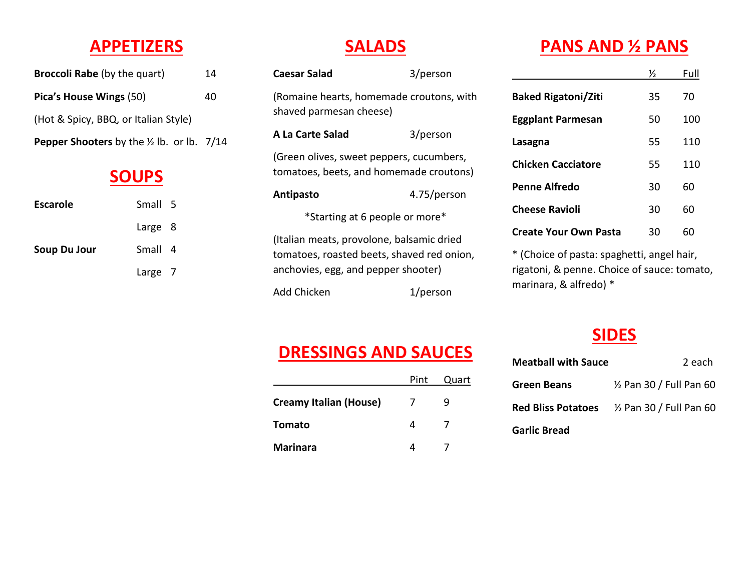# APPETIZERS

**Broccoli Rabe** (by the quart) 14

**Pica's House Wings** (50) 40

(Hot & Spicy, BBQ, or Italian Style)

**Pepper Shooters** by the ½ lb. or lb. 7/14

# SOUPS

| | | |
|---|---|---|
| **Escarole** | Small | 5 |
| | Large | 8 |
| **Soup Du Jour** | Small | 4 |
| | Large | 7 |

# SALADS

**Caesar Salad** 3/person

(Romaine hearts, homemade croutons, with shaved parmesan cheese)

**A La Carte Salad** 3/person

(Green olives, sweet peppers, cucumbers, tomatoes, beets, and homemade croutons)

**Antipasto** 4.75/person

*Starting at 6 people or more*

(Italian meats, provolone, balsamic dried tomatoes, roasted beets, shaved red onion, anchovies, egg, and pepper shooter)

Add Chicken 1/person

# DRESSINGS AND SAUCES

| | Pint | Quart |
|---|---|---|
| **Creamy Italian (House)** | 7 | 9 |
| **Tomato** | 4 | 7 |
| **Marinara** | 4 | 7 |

# PANS AND ½ PANS

| | ½ | Full |
|---|---|---|
| **Baked Rigatoni/Ziti** | 35 | 70 |
| **Eggplant Parmesan** | 50 | 100 |
| **Lasagna** | 55 | 110 |
| **Chicken Cacciatore** | 55 | 110 |
| **Penne Alfredo** | 30 | 60 |
| **Cheese Ravioli** | 30 | 60 |
| **Create Your Own Pasta** | 30 | 60 |

* (Choice of pasta: spaghetti, angel hair, rigatoni, & penne. Choice of sauce: tomato, marinara, & alfredo) *

# SIDES

**Meatball with Sauce** 2 each

**Green Beans** ½ Pan 30 / Full Pan 60

**Red Bliss Potatoes** ½ Pan 30 / Full Pan 60

**Garlic Bread**